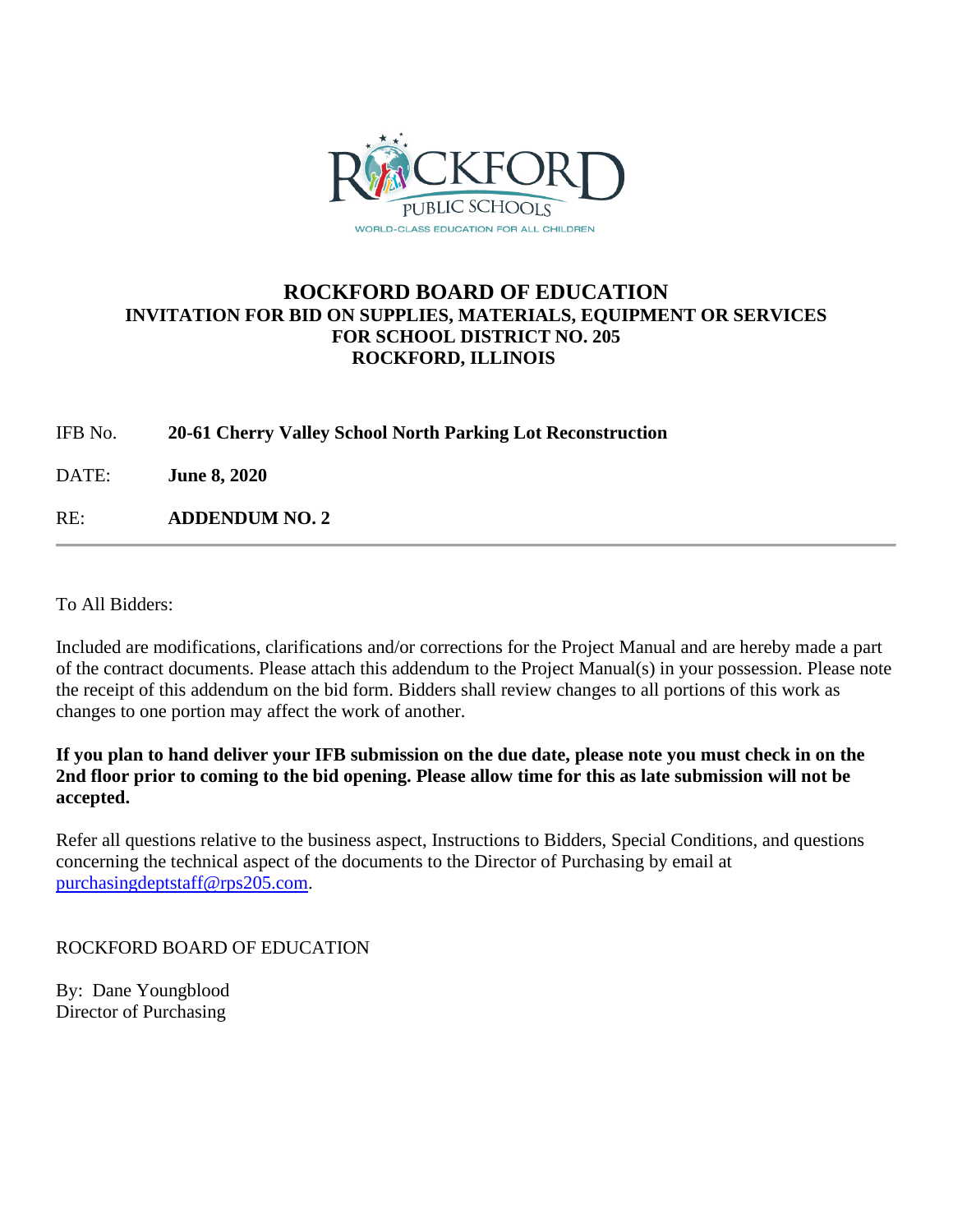ROCKFORD PUBLIC SCHOOLS

WORLD-CLASS EDUCATION FOR ALL CHILDREN

# ROCKFORD BOARD OF EDUCATION

## INVITATION FOR BID ON SUPPLIES, MATERIALS, EQUIPMENT OR SERVICES FOR SCHOOL DISTRICT NO. 205 ROCKFORD, ILLINOIS

IFB No. **20-61 Cherry Valley School North Parking Lot Reconstruction**

DATE: **June 8, 2020**

RE: **ADDENDUM NO. 2**

---

To All Bidders:

Included are modifications, clarifications and/or corrections for the Project Manual and are hereby made a part of the contract documents. Please attach this addendum to the Project Manual(s) in your possession. Please note the receipt of this addendum on the bid form. Bidders shall review changes to all portions of this work as changes to one portion may affect the work of another.

**If you plan to hand deliver your IFB submission on the due date, please note you must check in on the 2nd floor prior to coming to the bid opening. Please allow time for this as late submission will not be accepted.**

Refer all questions relative to the business aspect, Instructions to Bidders, Special Conditions, and questions concerning the technical aspect of the documents to the Director of Purchasing by email at purchasingdeptstaff@rps205.com.

ROCKFORD BOARD OF EDUCATION

By: Dane Youngblood
Director of Purchasing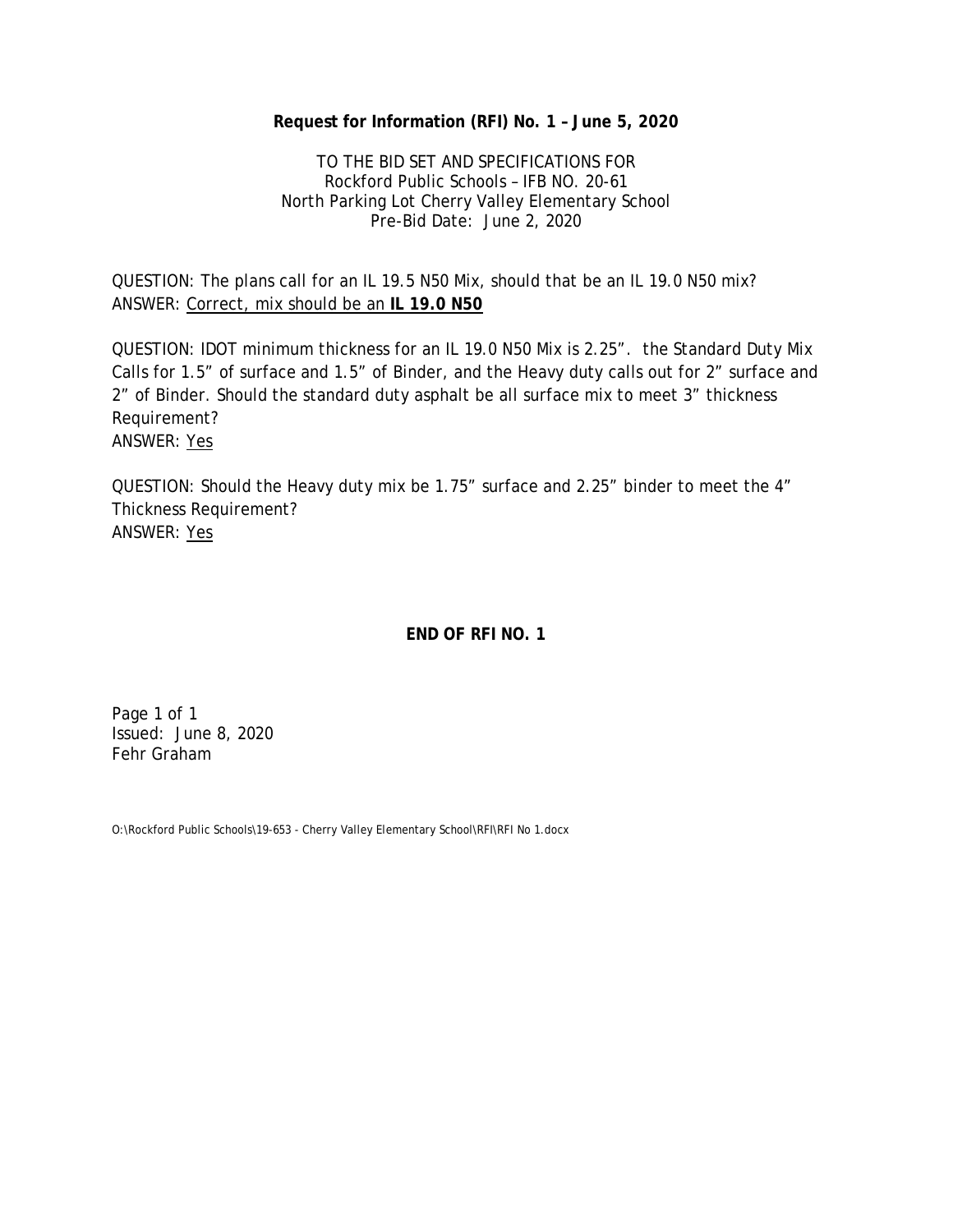**Request for Information (RFI) No. 1 – June 5, 2020**

TO THE BID SET AND SPECIFICATIONS FOR
Rockford Public Schools – IFB NO. 20-61
North Parking Lot Cherry Valley Elementary School
Pre-Bid Date: June 2, 2020

QUESTION: The plans call for an IL 19.5 N50 Mix, should that be an IL 19.0 N50 mix?
ANSWER: Correct, mix should be an **IL 19.0 N50**

QUESTION: IDOT minimum thickness for an IL 19.0 N50 Mix is 2.25". the Standard Duty Mix Calls for 1.5" of surface and 1.5" of Binder, and the Heavy duty calls out for 2" surface and 2" of Binder. Should the standard duty asphalt be all surface mix to meet 3" thickness Requirement?
ANSWER: Yes

QUESTION: Should the Heavy duty mix be 1.75" surface and 2.25" binder to meet the 4" Thickness Requirement?
ANSWER: Yes

**END OF RFI NO. 1**

Issued: June 8, 2020
Fehr Graham

O:\Rockford Public Schools\19-653 - Cherry Valley Elementary School\RFI\RFI No 1.docx